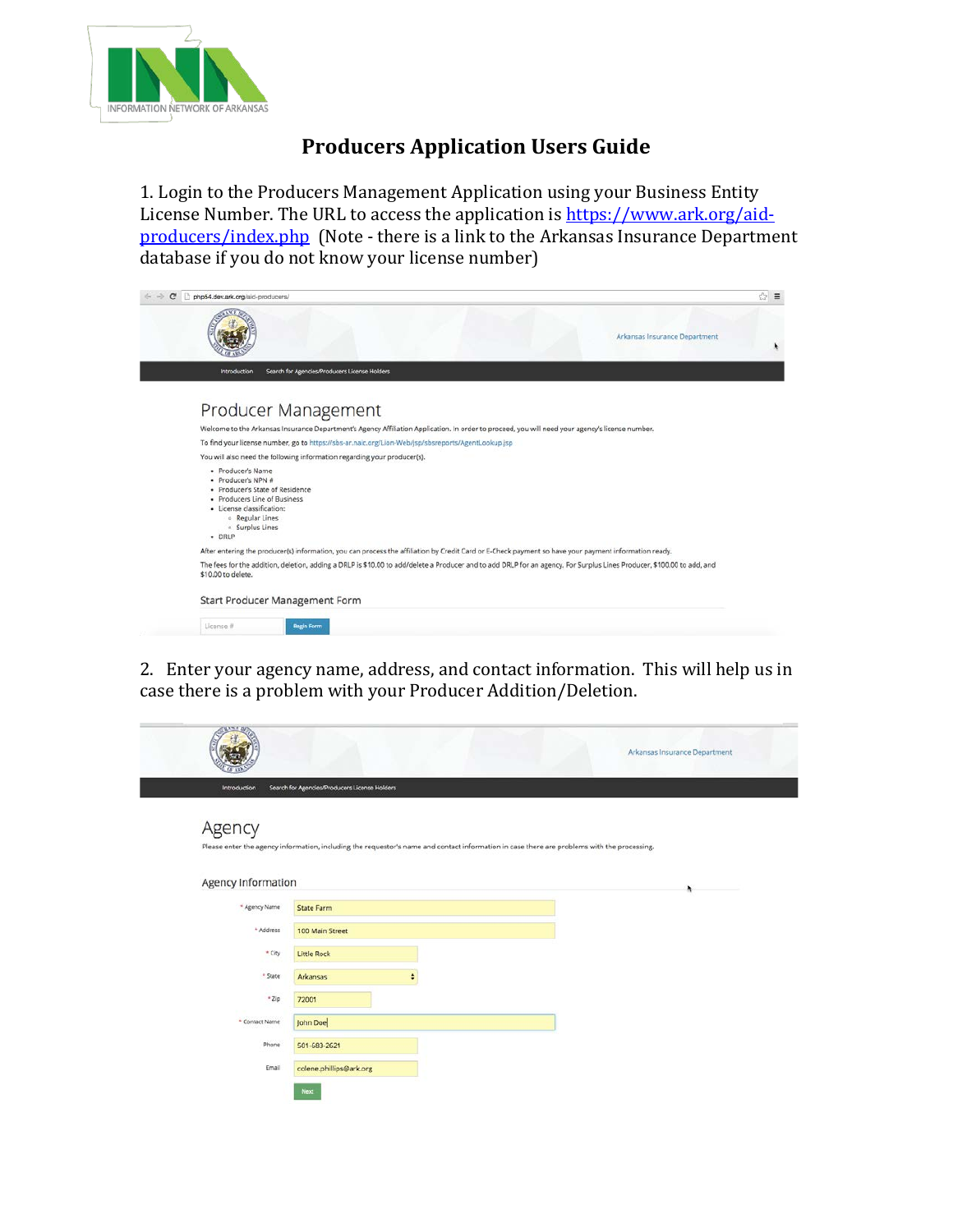# Producers Application Users Guide

1. Login to the Producers Management Application using your Business Entity License Number. The URL to access the application is [https://www.ark.org/aid-producers/index.php](https://www.ark.org/aid-producers/index.php) (Note - there is a link to the Arkansas Insurance Department database if you do not know your license number)

Arkansas Insurance Department

Introduction Search for Agencies/Producers License Holders

## Producer Management

Welcome to the Arkansas Insurance Department's Agency Affiliation Application. In order to proceed, you will need your agency's license number.

To find your license number, go to https://sbs-ar.naic.org/Lion-Web/jsp/sbsreports/AgentLookup.jsp

You will also need the following information regarding your producer(s).

- Producer's Name
- Producer's NPN #
- Producer's State of Residence
- Producers Line of Business
- License classification:
  - Regular Lines
  - Surplus Lines
- DRLP

After entering the producer(s) information, you can process the affiliation by Credit Card or E-Check payment so have your payment information ready.

The fees for the addition, deletion, adding a DRLP is $10.00 to add/delete a Producer and to add DRLP for an agency. For Surplus Lines Producer, $100.00 to add, and $10.00 to delete.

Start Producer Management Form

License # | Begin Form

2. Enter your agency name, address, and contact information. This will help us in case there is a problem with your Producer Addition/Deletion.

Arkansas Insurance Department

Introduction Search for Agencies/Producers License Holders

## Agency

Please enter the agency information, including the requestor's name and contact information in case there are problems with the processing.

### Agency Information

| Field | Value |
|---|---|
| * Agency Name | State Farm |
| * Address | 100 Main Street |
| * City | Little Rock |
| * State | Arkansas |
| * Zip | 72001 |
| * Contact Name | John Doe |
| Phone | 501-683-2621 |
| Email | colene.phillips@ark.org |

Next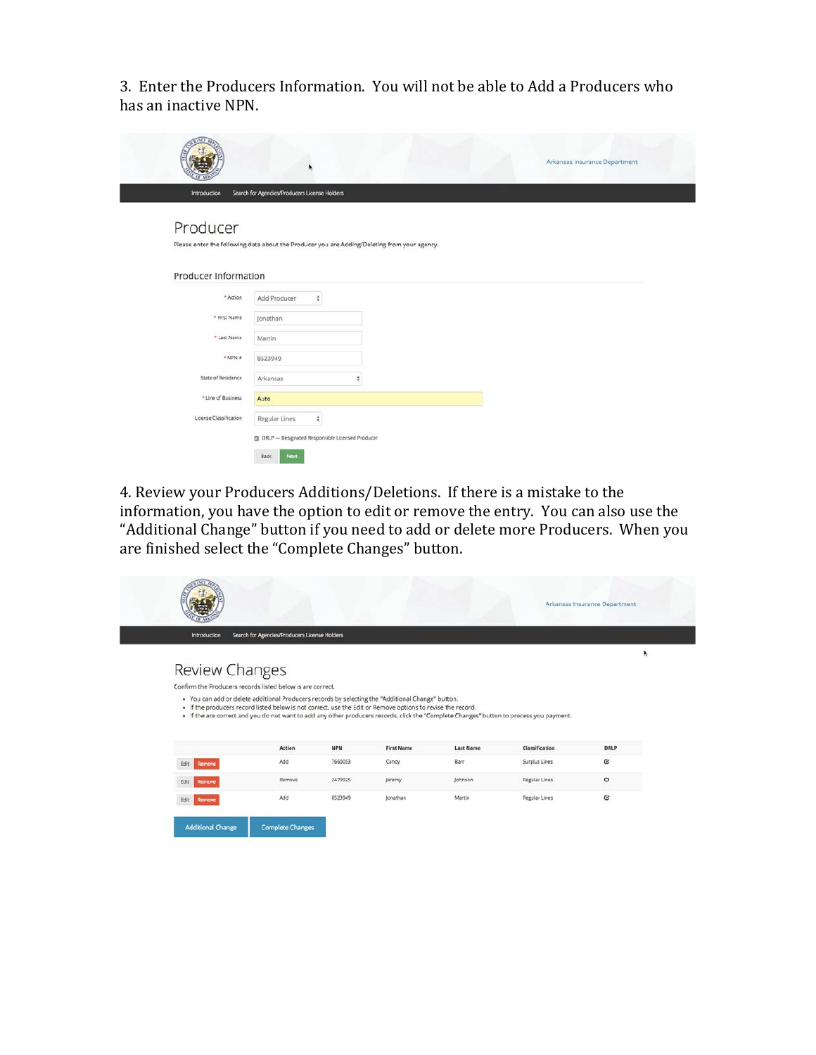3. Enter the Producers Information. You will not be able to Add a Producers who has an inactive NPN.

Arkansas Insurance Department

Introduction    Search for Agencies/Producers License Holders

## Producer

Please enter the following data about the Producer you are Adding/Deleting from your agency.

### Producer Information

* Action: Add Producer
* First Name: Jonathan
* Last Name: Martin
* NPN #: 8523949

State of Residence: Arkansas

* Line of Business: Auto

License Classification: Regular Lines

DRLP — Designated Responsible Licensed Producer

Back    Next

4. Review your Producers Additions/Deletions. If there is a mistake to the information, you have the option to edit or remove the entry. You can also use the "Additional Change" button if you need to add or delete more Producers. When you are finished select the "Complete Changes" button.

Arkansas Insurance Department

Introduction    Search for Agencies/Producers License Holders

## Review Changes

Confirm the Producers records listed below is are correct.

- You can add or delete additional Producers records by selecting the "Additional Change" button.
- If the producers record listed below is not correct, use the Edit or Remove options to revise the record.
- If the are correct and you do not want to add any other producers records, click the "Complete Changes" button to process you payment.

| | Action | NPN | First Name | Last Name | Classification | DRLP |
|---|---|---|---|---|---|---|
| Edit Remove | Add | 7660053 | Candy | Barr | Surplus Lines | ☑ |
| Edit Remove | Remove | 2479025 | Jeremy | Johnson | Regular Lines | ○ |
| Edit Remove | Add | 8523949 | Jonathan | Martin | Regular Lines | ☑ |

Additional Change    Complete Changes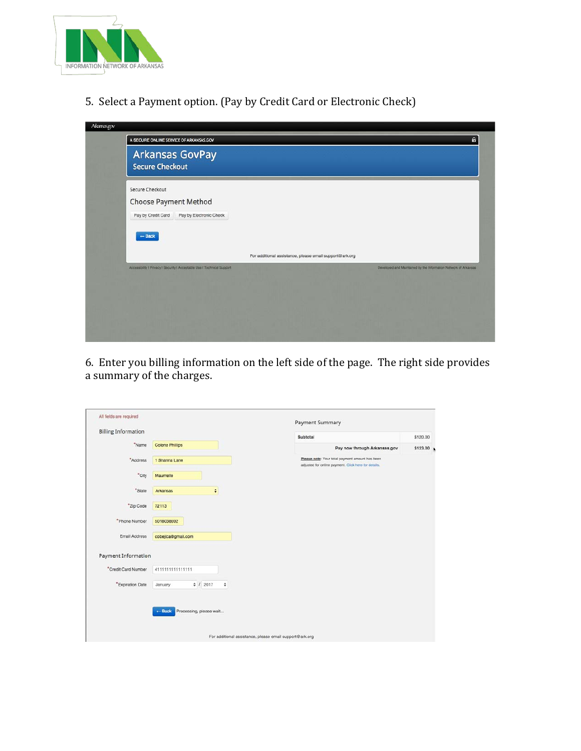5. Select a Payment option. (Pay by Credit Card or Electronic Check)

Arkansas.gov

A SECURE ONLINE SERVICE OF ARKANSAS.GOV

Arkansas GovPay

Secure Checkout

Secure Checkout

Choose Payment Method

Pay by Credit Card | Pay by Electronic Check

← Back

For additional assistance, please email support@ark.org

Accessibility | Privacy | Security | Acceptable Use | Technical Support

Developed and Maintained by the Information Network of Arkansas

6. Enter you billing information on the left side of the page. The right side provides a summary of the charges.

All fields are required

Billing Information

*Name: Colene Phillips

*Address: 1 Shanna Lane

*City: Maumelle

*State: Arkansas

*Zip Code: 72113

*Phone Number: 5018038692

Email Address: cobejica@gmail.com

Payment Information

*Credit Card Number: 4111111111111111

*Expiration Date: January / 2017

← Back Processing, please wait...

Payment Summary

| Subtotal | $120.00 |
|---|---|
| Pay now through Arkansas.gov | $123.00 |

Please note: Your total payment amount has been adjusted for online payment. Click here for details.

For additional assistance, please email support@ark.org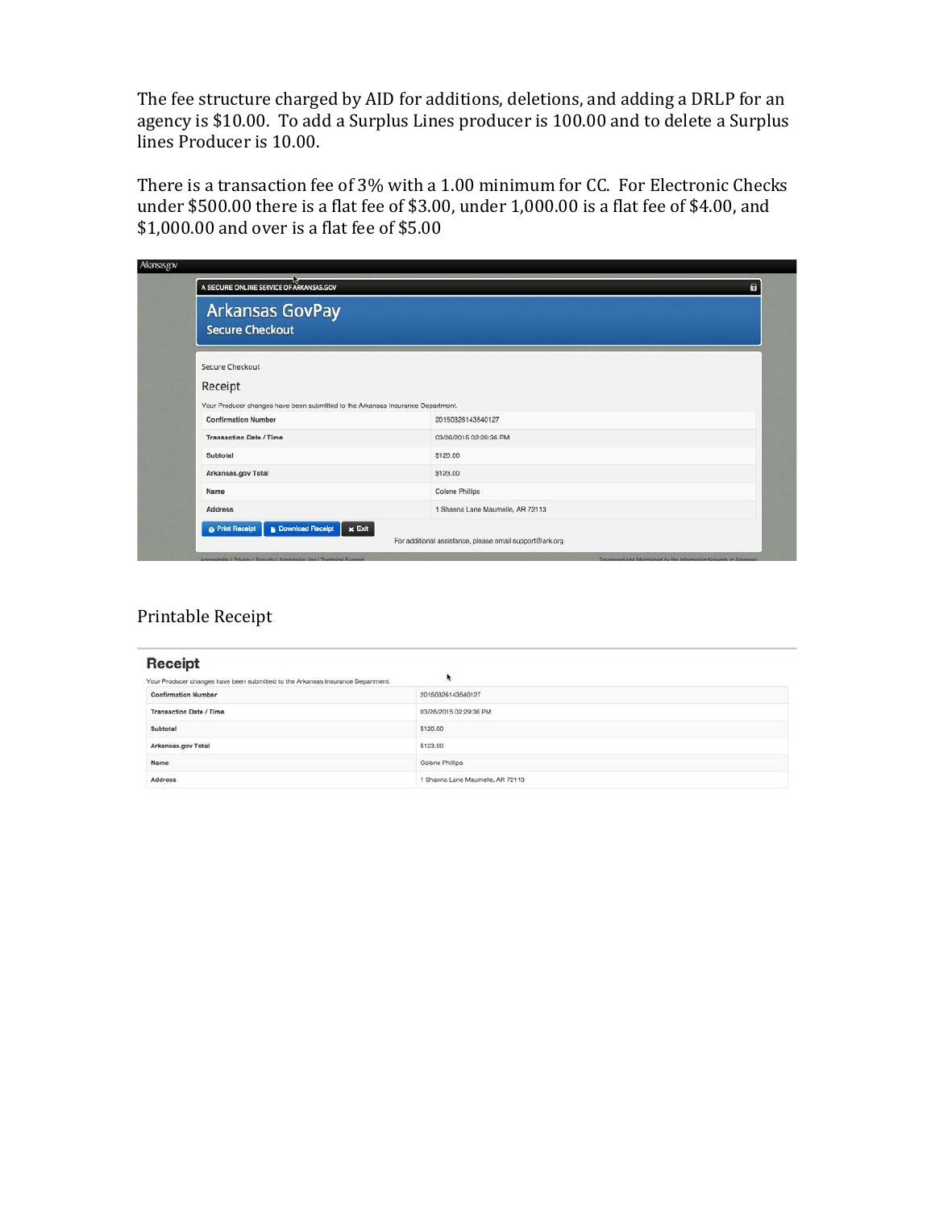The fee structure charged by AID for additions, deletions, and adding a DRLP for an agency is $10.00. To add a Surplus Lines producer is 100.00 and to delete a Surplus lines Producer is 10.00.

There is a transaction fee of 3% with a 1.00 minimum for CC. For Electronic Checks under $500.00 there is a flat fee of $3.00, under 1,000.00 is a flat fee of $4.00, and $1,000.00 and over is a flat fee of $5.00

Arkansas.gov

A SECURE ONLINE SERVICE OF ARKANSAS.GOV

Arkansas GovPay
Secure Checkout

Secure Checkout

Receipt

Your Producer changes have been submitted to the Arkansas Insurance Department.

| | |
|---|---|
| Confirmation Number | 20150326143540127 |
| Transaction Date / Time | 03/26/2015 02:29:36 PM |
| Subtotal | $120.00 |
| Arkansas.gov Total | $123.00 |
| Name | Colene Phillips |
| Address | 1 Shanna Lane Maumelle, AR 72113 |

Print Receipt | Download Receipt | Exit

For additional assistance, please email support@ark.org

Printable Receipt

## Receipt

Your Producer changes have been submitted to the Arkansas Insurance Department.

| | |
|---|---|
| Confirmation Number | 20150326143540127 |
| Transaction Date / Time | 03/26/2015 02:29:36 PM |
| Subtotal | $120.00 |
| Arkansas.gov Total | $123.00 |
| Name | Colene Phillips |
| Address | 1 Shanna Lane Maumelle, AR 72113 |